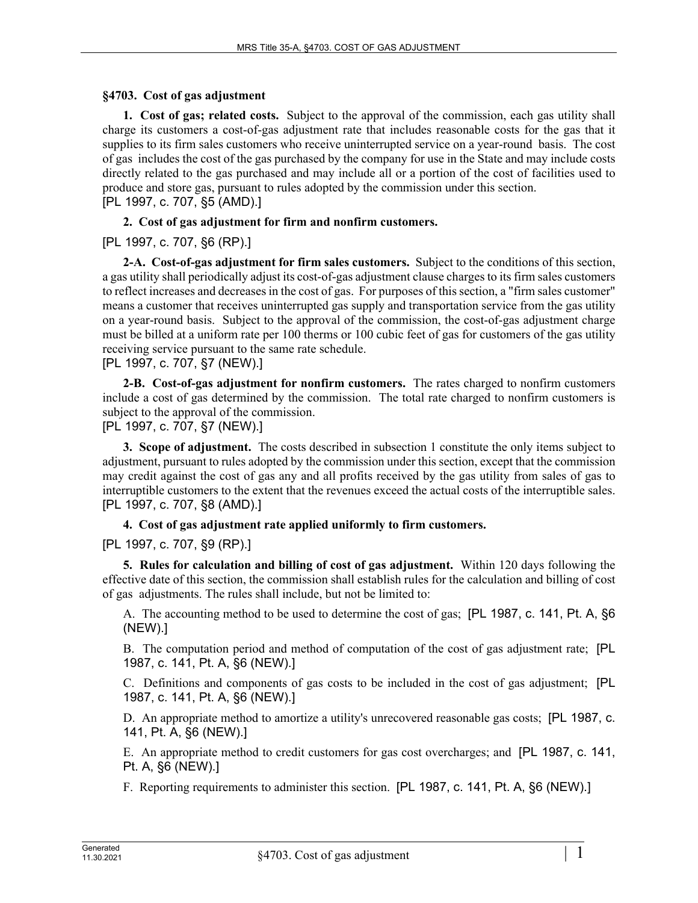# §4703. Cost of gas adjustment

**1. Cost of gas; related costs.** Subject to the approval of the commission, each gas utility shall charge its customers a cost-of-gas adjustment rate that includes reasonable costs for the gas that it supplies to its firm sales customers who receive uninterrupted service on a year-round basis. The cost of gas includes the cost of the gas purchased by the company for use in the State and may include costs directly related to the gas purchased and may include all or a portion of the cost of facilities used to produce and store gas, pursuant to rules adopted by the commission under this section.
[PL 1997, c. 707, §5 (AMD).]

**2. Cost of gas adjustment for firm and nonfirm customers.**

[PL 1997, c. 707, §6 (RP).]

**2-A. Cost-of-gas adjustment for firm sales customers.** Subject to the conditions of this section, a gas utility shall periodically adjust its cost-of-gas adjustment clause charges to its firm sales customers to reflect increases and decreases in the cost of gas. For purposes of this section, a "firm sales customer" means a customer that receives uninterrupted gas supply and transportation service from the gas utility on a year-round basis. Subject to the approval of the commission, the cost-of-gas adjustment charge must be billed at a uniform rate per 100 therms or 100 cubic feet of gas for customers of the gas utility receiving service pursuant to the same rate schedule.
[PL 1997, c. 707, §7 (NEW).]

**2-B. Cost-of-gas adjustment for nonfirm customers.** The rates charged to nonfirm customers include a cost of gas determined by the commission. The total rate charged to nonfirm customers is subject to the approval of the commission.
[PL 1997, c. 707, §7 (NEW).]

**3. Scope of adjustment.** The costs described in subsection 1 constitute the only items subject to adjustment, pursuant to rules adopted by the commission under this section, except that the commission may credit against the cost of gas any and all profits received by the gas utility from sales of gas to interruptible customers to the extent that the revenues exceed the actual costs of the interruptible sales.
[PL 1997, c. 707, §8 (AMD).]

**4. Cost of gas adjustment rate applied uniformly to firm customers.**

[PL 1997, c. 707, §9 (RP).]

**5. Rules for calculation and billing of cost of gas adjustment.** Within 120 days following the effective date of this section, the commission shall establish rules for the calculation and billing of cost of gas adjustments. The rules shall include, but not be limited to:

A. The accounting method to be used to determine the cost of gas; [PL 1987, c. 141, Pt. A, §6 (NEW).]

B. The computation period and method of computation of the cost of gas adjustment rate; [PL 1987, c. 141, Pt. A, §6 (NEW).]

C. Definitions and components of gas costs to be included in the cost of gas adjustment; [PL 1987, c. 141, Pt. A, §6 (NEW).]

D. An appropriate method to amortize a utility's unrecovered reasonable gas costs; [PL 1987, c. 141, Pt. A, §6 (NEW).]

E. An appropriate method to credit customers for gas cost overcharges; and [PL 1987, c. 141, Pt. A, §6 (NEW).]

F. Reporting requirements to administer this section. [PL 1987, c. 141, Pt. A, §6 (NEW).]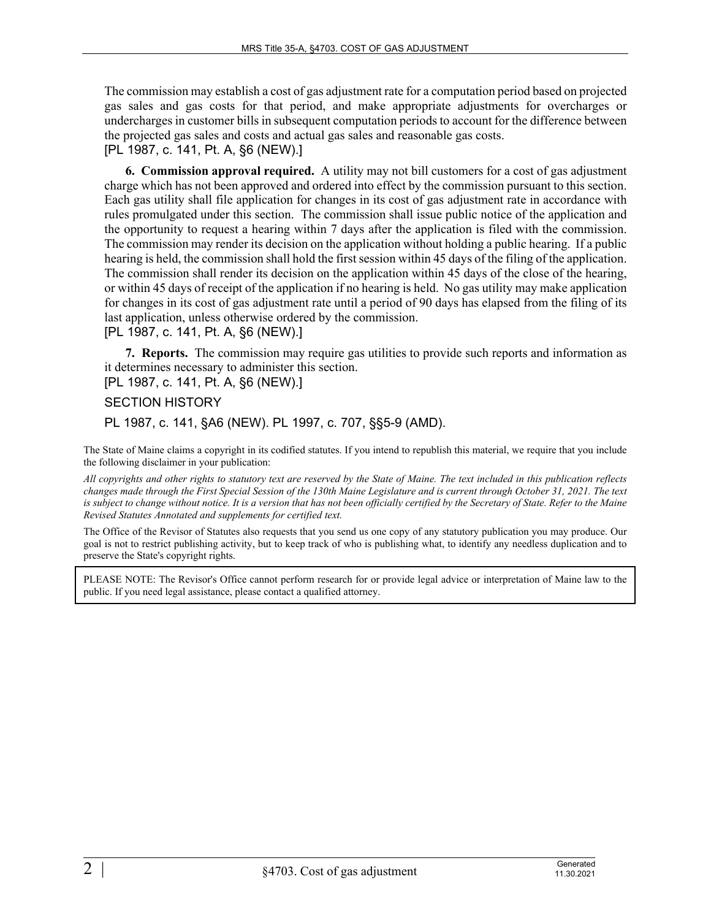The commission may establish a cost of gas adjustment rate for a computation period based on projected gas sales and gas costs for that period, and make appropriate adjustments for overcharges or undercharges in customer bills in subsequent computation periods to account for the difference between the projected gas sales and costs and actual gas sales and reasonable gas costs.

[PL 1987, c. 141, Pt. A, §6 (NEW).]

**6. Commission approval required.** A utility may not bill customers for a cost of gas adjustment charge which has not been approved and ordered into effect by the commission pursuant to this section. Each gas utility shall file application for changes in its cost of gas adjustment rate in accordance with rules promulgated under this section. The commission shall issue public notice of the application and the opportunity to request a hearing within 7 days after the application is filed with the commission. The commission may render its decision on the application without holding a public hearing. If a public hearing is held, the commission shall hold the first session within 45 days of the filing of the application. The commission shall render its decision on the application within 45 days of the close of the hearing, or within 45 days of receipt of the application if no hearing is held. No gas utility may make application for changes in its cost of gas adjustment rate until a period of 90 days has elapsed from the filing of its last application, unless otherwise ordered by the commission.

[PL 1987, c. 141, Pt. A, §6 (NEW).]

**7. Reports.** The commission may require gas utilities to provide such reports and information as it determines necessary to administer this section.

[PL 1987, c. 141, Pt. A, §6 (NEW).]

SECTION HISTORY

PL 1987, c. 141, §A6 (NEW). PL 1997, c. 707, §§5-9 (AMD).

The State of Maine claims a copyright in its codified statutes. If you intend to republish this material, we require that you include the following disclaimer in your publication:

*All copyrights and other rights to statutory text are reserved by the State of Maine. The text included in this publication reflects changes made through the First Special Session of the 130th Maine Legislature and is current through October 31, 2021. The text is subject to change without notice. It is a version that has not been officially certified by the Secretary of State. Refer to the Maine Revised Statutes Annotated and supplements for certified text.*

The Office of the Revisor of Statutes also requests that you send us one copy of any statutory publication you may produce. Our goal is not to restrict publishing activity, but to keep track of who is publishing what, to identify any needless duplication and to preserve the State's copyright rights.

PLEASE NOTE: The Revisor's Office cannot perform research for or provide legal advice or interpretation of Maine law to the public. If you need legal assistance, please contact a qualified attorney.